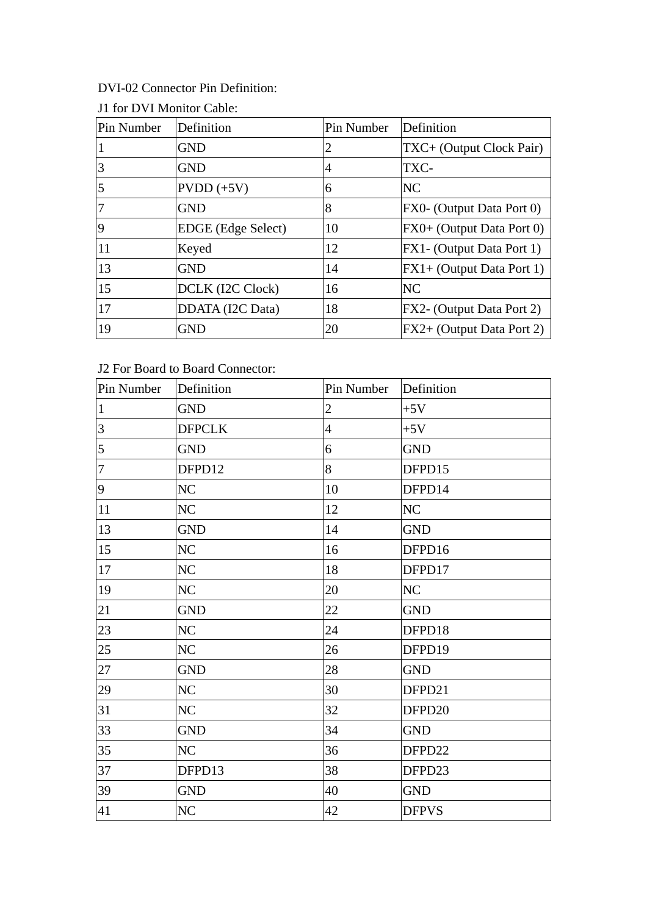DVI-02 Connector Pin Definition:

J1 for DVI Monitor Cable:

| Pin Number | Definition | Pin Number | Definition |
|---|---|---|---|
| 1 | GND | 2 | TXC+ (Output Clock Pair) |
| 3 | GND | 4 | TXC- |
| 5 | PVDD (+5V) | 6 | NC |
| 7 | GND | 8 | FX0- (Output Data Port 0) |
| 9 | EDGE (Edge Select) | 10 | FX0+ (Output Data Port 0) |
| 11 | Keyed | 12 | FX1- (Output Data Port 1) |
| 13 | GND | 14 | FX1+ (Output Data Port 1) |
| 15 | DCLK (I2C Clock) | 16 | NC |
| 17 | DDATA (I2C Data) | 18 | FX2- (Output Data Port 2) |
| 19 | GND | 20 | FX2+ (Output Data Port 2) |

J2 For Board to Board Connector:

| Pin Number | Definition | Pin Number | Definition |
|---|---|---|---|
| 1 | GND | 2 | +5V |
| 3 | DFPCLK | 4 | +5V |
| 5 | GND | 6 | GND |
| 7 | DFPD12 | 8 | DFPD15 |
| 9 | NC | 10 | DFPD14 |
| 11 | NC | 12 | NC |
| 13 | GND | 14 | GND |
| 15 | NC | 16 | DFPD16 |
| 17 | NC | 18 | DFPD17 |
| 19 | NC | 20 | NC |
| 21 | GND | 22 | GND |
| 23 | NC | 24 | DFPD18 |
| 25 | NC | 26 | DFPD19 |
| 27 | GND | 28 | GND |
| 29 | NC | 30 | DFPD21 |
| 31 | NC | 32 | DFPD20 |
| 33 | GND | 34 | GND |
| 35 | NC | 36 | DFPD22 |
| 37 | DFPD13 | 38 | DFPD23 |
| 39 | GND | 40 | GND |
| 41 | NC | 42 | DFPVS |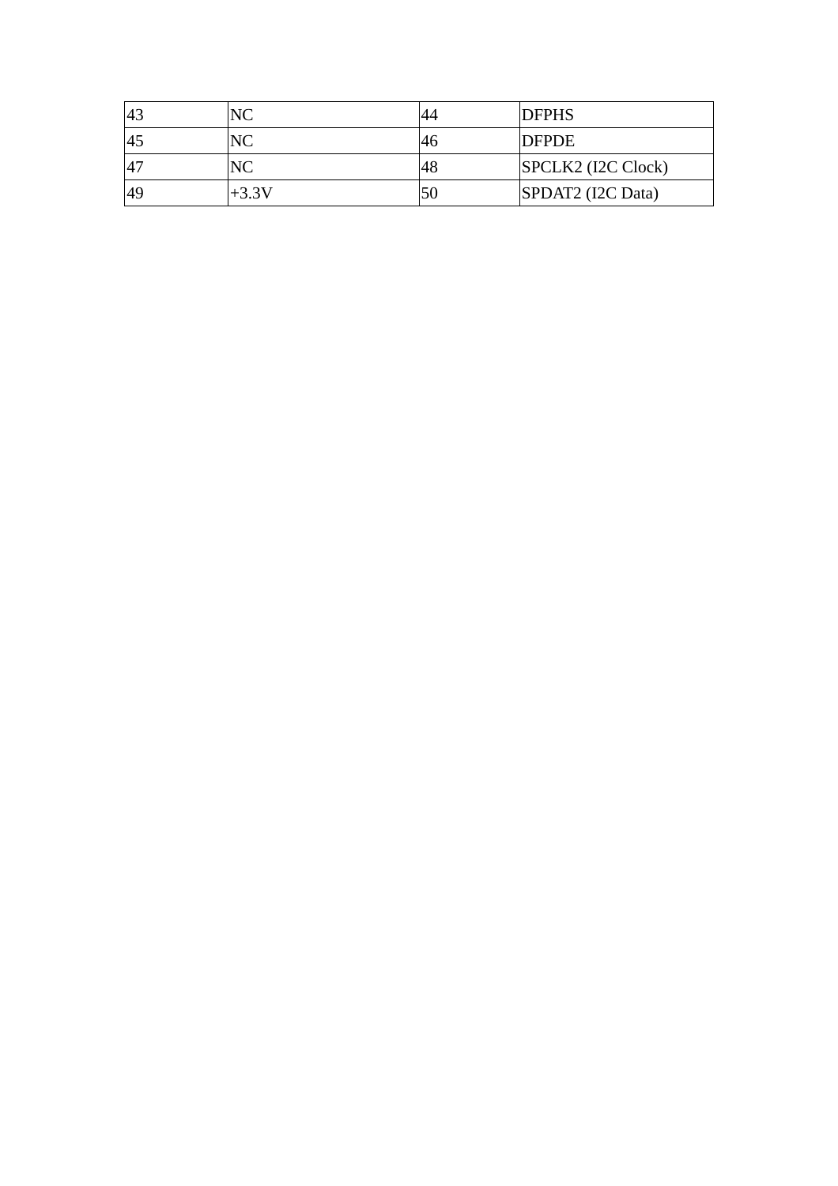| | | | |
|---|---|---|---|
| 43 | NC | 44 | DFPHS |
| 45 | NC | 46 | DFPDE |
| 47 | NC | 48 | SPCLK2 (I2C Clock) |
| 49 | +3.3V | 50 | SPDAT2 (I2C Data) |